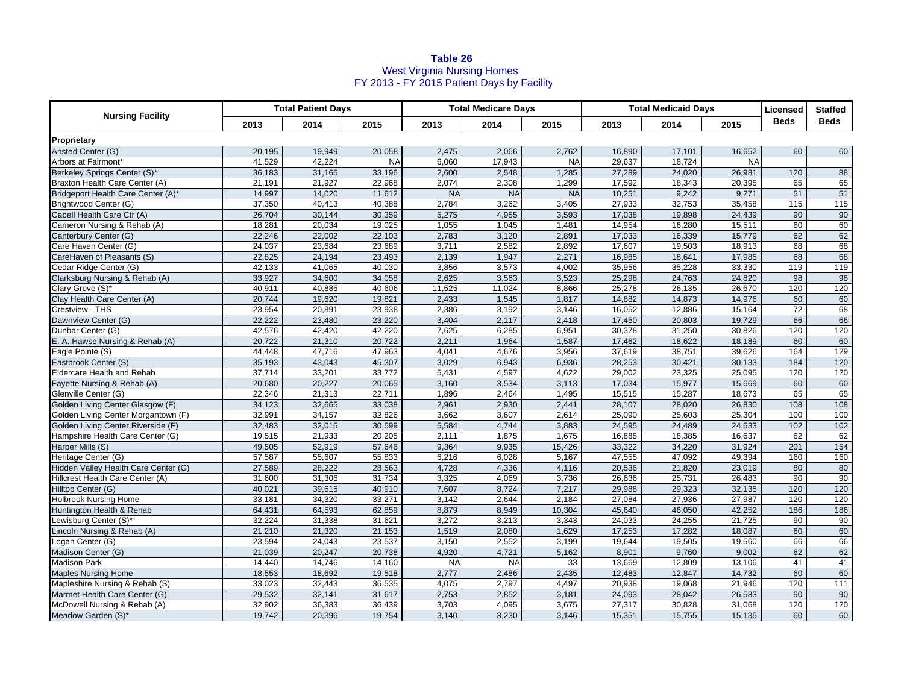**Table 26**
West Virginia Nursing Homes
FY 2013 - FY 2015 Patient Days by Facility

| Nursing Facility | Total Patient Days | | | Total Medicare Days | | | Total Medicaid Days | | | Licensed Beds | Staffed Beds |
|---|---|---|---|---|---|---|---|---|---|---|---|
| | 2013 | 2014 | 2015 | 2013 | 2014 | 2015 | 2013 | 2014 | 2015 | | |
| **Proprietary** | | | | | | | | | | | |
| Ansted Center (G) | 20,195 | 19,949 | 20,058 | 2,475 | 2,066 | 2,762 | 16,890 | 17,101 | 16,652 | 60 | 60 |
| Arbors at Fairmont* | 41,529 | 42,224 | NA | 6,060 | 17,943 | NA | 29,637 | 18,724 | NA | | |
| Berkeley Springs Center (S)* | 36,183 | 31,165 | 33,196 | 2,600 | 2,548 | 1,285 | 27,289 | 24,020 | 26,981 | 120 | 88 |
| Braxton Health Care Center (A) | 21,191 | 21,927 | 22,968 | 2,074 | 2,308 | 1,299 | 17,592 | 18,343 | 20,395 | 65 | 65 |
| Bridgeport Health Care Center (A)* | 14,997 | 14,020 | 11,612 | NA | NA | NA | 10,251 | 9,242 | 9,271 | 51 | 51 |
| Brightwood Center (G) | 37,350 | 40,413 | 40,388 | 2,784 | 3,262 | 3,405 | 27,933 | 32,753 | 35,458 | 115 | 115 |
| Cabell Health Care Ctr (A) | 26,704 | 30,144 | 30,359 | 5,275 | 4,955 | 3,593 | 17,038 | 19,898 | 24,439 | 90 | 90 |
| Cameron Nursing & Rehab (A) | 18,281 | 20,034 | 19,025 | 1,055 | 1,045 | 1,481 | 14,954 | 16,280 | 15,511 | 60 | 60 |
| Canterbury Center (G) | 22,246 | 22,002 | 22,103 | 2,783 | 3,120 | 2,891 | 17,033 | 16,339 | 15,779 | 62 | 62 |
| Care Haven Center (G) | 24,037 | 23,684 | 23,689 | 3,711 | 2,582 | 2,892 | 17,607 | 19,503 | 18,913 | 68 | 68 |
| CareHaven of Pleasants (S) | 22,825 | 24,194 | 23,493 | 2,139 | 1,947 | 2,271 | 16,985 | 18,641 | 17,985 | 68 | 68 |
| Cedar Ridge Center (G) | 42,133 | 41,065 | 40,030 | 3,856 | 3,573 | 4,002 | 35,956 | 35,228 | 33,330 | 119 | 119 |
| Clarksburg Nursing & Rehab (A) | 33,927 | 34,600 | 34,058 | 2,625 | 3,563 | 3,523 | 25,298 | 24,763 | 24,820 | 98 | 98 |
| Clary Grove (S)* | 40,911 | 40,885 | 40,606 | 11,525 | 11,024 | 8,866 | 25,278 | 26,135 | 26,670 | 120 | 120 |
| Clay Health Care Center (A) | 20,744 | 19,620 | 19,821 | 2,433 | 1,545 | 1,817 | 14,882 | 14,873 | 14,976 | 60 | 60 |
| Crestview - THS | 23,954 | 20,891 | 23,938 | 2,386 | 3,192 | 3,146 | 16,052 | 12,886 | 15,164 | 72 | 68 |
| Dawnview Center (G) | 22,222 | 23,480 | 23,220 | 3,404 | 2,117 | 2,418 | 17,450 | 20,803 | 19,729 | 66 | 66 |
| Dunbar Center (G) | 42,576 | 42,420 | 42,220 | 7,625 | 6,285 | 6,951 | 30,378 | 31,250 | 30,826 | 120 | 120 |
| E. A. Hawse Nursing & Rehab (A) | 20,722 | 21,310 | 20,722 | 2,211 | 1,964 | 1,587 | 17,462 | 18,622 | 18,189 | 60 | 60 |
| Eagle Pointe (S) | 44,448 | 47,716 | 47,963 | 4,041 | 4,676 | 3,956 | 37,619 | 38,751 | 39,626 | 164 | 129 |
| Eastbrook Center (S) | 35,193 | 43,043 | 45,307 | 3,029 | 6,943 | 6,936 | 28,253 | 30,421 | 30,133 | 184 | 120 |
| Eldercare Health and Rehab | 37,714 | 33,201 | 33,772 | 5,431 | 4,597 | 4,622 | 29,002 | 23,325 | 25,095 | 120 | 120 |
| Fayette Nursing & Rehab (A) | 20,680 | 20,227 | 20,065 | 3,160 | 3,534 | 3,113 | 17,034 | 15,977 | 15,669 | 60 | 60 |
| Glenville Center (G) | 22,346 | 21,313 | 22,711 | 1,896 | 2,464 | 1,495 | 15,515 | 15,287 | 18,673 | 65 | 65 |
| Golden Living Center Glasgow (F) | 34,123 | 32,665 | 33,038 | 2,961 | 2,930 | 2,441 | 28,107 | 28,020 | 26,830 | 108 | 108 |
| Golden Living Center Morgantown (F) | 32,991 | 34,157 | 32,826 | 3,662 | 3,607 | 2,614 | 25,090 | 25,603 | 25,304 | 100 | 100 |
| Golden Living Center Riverside (F) | 32,483 | 32,015 | 30,599 | 5,584 | 4,744 | 3,883 | 24,595 | 24,489 | 24,533 | 102 | 102 |
| Hampshire Health Care Center (G) | 19,515 | 21,933 | 20,205 | 2,111 | 1,875 | 1,675 | 16,885 | 18,385 | 16,637 | 62 | 62 |
| Harper Mills (S) | 49,505 | 52,919 | 57,646 | 9,364 | 9,935 | 15,426 | 33,322 | 34,220 | 31,924 | 201 | 154 |
| Heritage Center (G) | 57,587 | 55,607 | 55,833 | 6,216 | 6,028 | 5,167 | 47,555 | 47,092 | 49,394 | 160 | 160 |
| Hidden Valley Health Care Center (G) | 27,589 | 28,222 | 28,563 | 4,728 | 4,336 | 4,116 | 20,536 | 21,820 | 23,019 | 80 | 80 |
| Hillcrest Health Care Center (A) | 31,600 | 31,306 | 31,734 | 3,325 | 4,069 | 3,736 | 26,636 | 25,731 | 26,483 | 90 | 90 |
| Hilltop Center (G) | 40,021 | 39,615 | 40,910 | 7,607 | 8,724 | 7,217 | 29,988 | 29,323 | 32,135 | 120 | 120 |
| Holbrook Nursing Home | 33,181 | 34,320 | 33,271 | 3,142 | 2,644 | 2,184 | 27,084 | 27,936 | 27,987 | 120 | 120 |
| Huntington Health & Rehab | 64,431 | 64,593 | 62,859 | 8,879 | 8,949 | 10,304 | 45,640 | 46,050 | 42,252 | 186 | 186 |
| Lewisburg Center (S)* | 32,224 | 31,338 | 31,621 | 3,272 | 3,213 | 3,343 | 24,033 | 24,255 | 21,725 | 90 | 90 |
| Lincoln Nursing & Rehab (A) | 21,210 | 21,320 | 21,153 | 1,519 | 2,080 | 1,629 | 17,253 | 17,282 | 18,087 | 60 | 60 |
| Logan Center (G) | 23,594 | 24,043 | 23,537 | 3,150 | 2,552 | 3,199 | 19,644 | 19,505 | 19,560 | 66 | 66 |
| Madison Center (G) | 21,039 | 20,247 | 20,738 | 4,920 | 4,721 | 5,162 | 8,901 | 9,760 | 9,002 | 62 | 62 |
| Madison Park | 14,440 | 14,746 | 14,160 | NA | NA | 33 | 13,669 | 12,809 | 13,106 | 41 | 41 |
| Maples Nursing Home | 18,553 | 18,692 | 19,518 | 2,777 | 2,486 | 2,435 | 12,483 | 12,847 | 14,732 | 60 | 60 |
| Mapleshire Nursing & Rehab (S) | 33,023 | 32,443 | 36,535 | 4,075 | 2,797 | 4,497 | 20,938 | 19,068 | 21,946 | 120 | 111 |
| Marmet Health Care Center (G) | 29,532 | 32,141 | 31,617 | 2,753 | 2,852 | 3,181 | 24,093 | 28,042 | 26,583 | 90 | 90 |
| McDowell Nursing & Rehab (A) | 32,902 | 36,383 | 36,439 | 3,703 | 4,095 | 3,675 | 27,317 | 30,828 | 31,068 | 120 | 120 |
| Meadow Garden (S)* | 19,742 | 20,396 | 19,754 | 3,140 | 3,230 | 3,146 | 15,351 | 15,755 | 15,135 | 60 | 60 |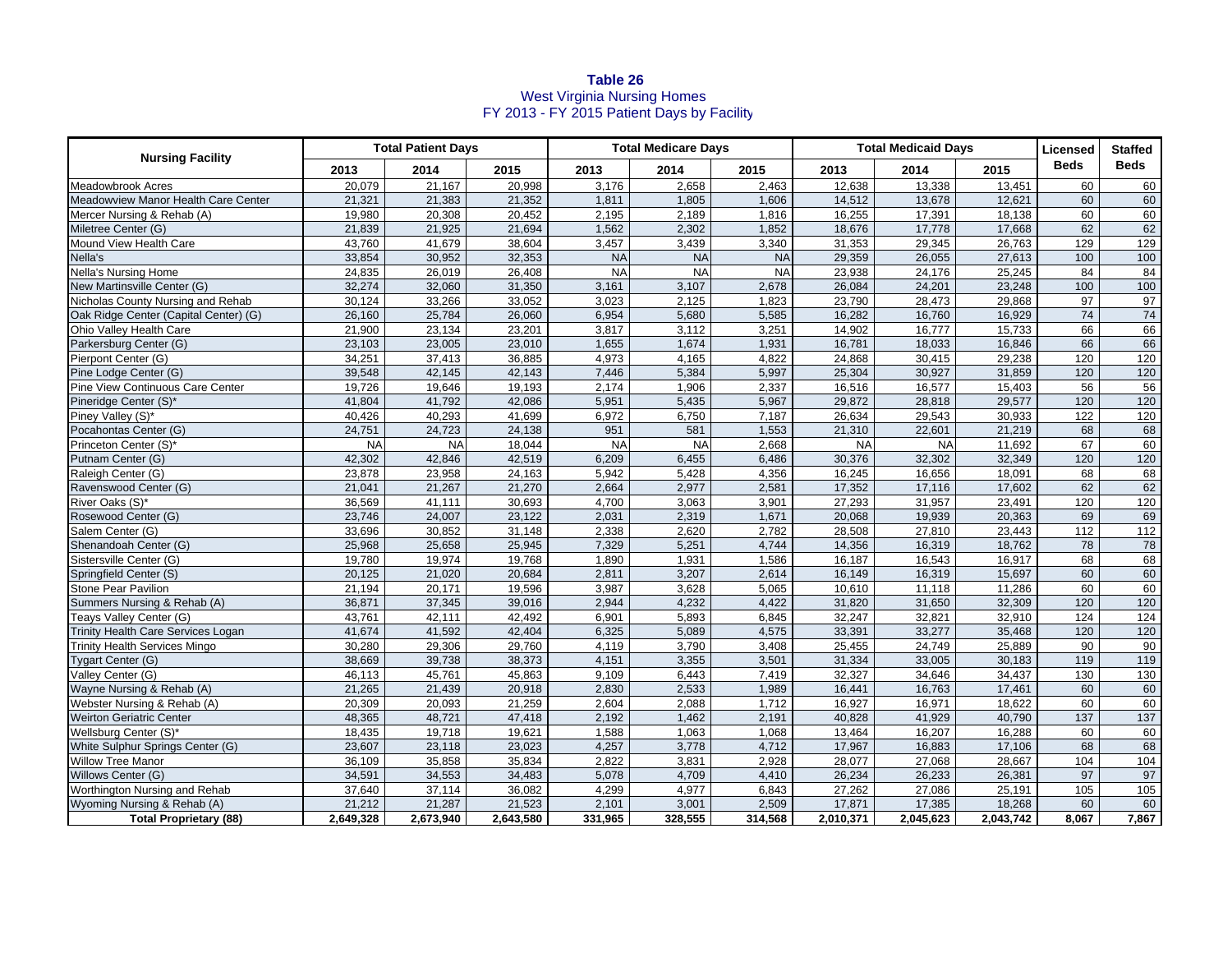**Table 26**
West Virginia Nursing Homes
FY 2013 - FY 2015 Patient Days by Facility

| Nursing Facility | Total Patient Days | | | Total Medicare Days | | | Total Medicaid Days | | | Licensed Beds | Staffed Beds |
|---|---|---|---|---|---|---|---|---|---|---|---|
| | 2013 | 2014 | 2015 | 2013 | 2014 | 2015 | 2013 | 2014 | 2015 | | |
| Meadowbrook Acres | 20,079 | 21,167 | 20,998 | 3,176 | 2,658 | 2,463 | 12,638 | 13,338 | 13,451 | 60 | 60 |
| Meadowview Manor Health Care Center | 21,321 | 21,383 | 21,352 | 1,811 | 1,805 | 1,606 | 14,512 | 13,678 | 12,621 | 60 | 60 |
| Mercer Nursing & Rehab (A) | 19,980 | 20,308 | 20,452 | 2,195 | 2,189 | 1,816 | 16,255 | 17,391 | 18,138 | 60 | 60 |
| Miletree Center (G) | 21,839 | 21,925 | 21,694 | 1,562 | 2,302 | 1,852 | 18,676 | 17,778 | 17,668 | 62 | 62 |
| Mound View Health Care | 43,760 | 41,679 | 38,604 | 3,457 | 3,439 | 3,340 | 31,353 | 29,345 | 26,763 | 129 | 129 |
| Nella's | 33,854 | 30,952 | 32,353 | NA | NA | NA | 29,359 | 26,055 | 27,613 | 100 | 100 |
| Nella's Nursing Home | 24,835 | 26,019 | 26,408 | NA | NA | NA | 23,938 | 24,176 | 25,245 | 84 | 84 |
| New Martinsville Center (G) | 32,274 | 32,060 | 31,350 | 3,161 | 3,107 | 2,678 | 26,084 | 24,201 | 23,248 | 100 | 100 |
| Nicholas County Nursing and Rehab | 30,124 | 33,266 | 33,052 | 3,023 | 2,125 | 1,823 | 23,790 | 28,473 | 29,868 | 97 | 97 |
| Oak Ridge Center (Capital Center) (G) | 26,160 | 25,784 | 26,060 | 6,954 | 5,680 | 5,585 | 16,282 | 16,760 | 16,929 | 74 | 74 |
| Ohio Valley Health Care | 21,900 | 23,134 | 23,201 | 3,817 | 3,112 | 3,251 | 14,902 | 16,777 | 15,733 | 66 | 66 |
| Parkersburg Center (G) | 23,103 | 23,005 | 23,010 | 1,655 | 1,674 | 1,931 | 16,781 | 18,033 | 16,846 | 66 | 66 |
| Pierpont Center (G) | 34,251 | 37,413 | 36,885 | 4,973 | 4,165 | 4,822 | 24,868 | 30,415 | 29,238 | 120 | 120 |
| Pine Lodge Center (G) | 39,548 | 42,145 | 42,143 | 7,446 | 5,384 | 5,997 | 25,304 | 30,927 | 31,859 | 120 | 120 |
| Pine View Continuous Care Center | 19,726 | 19,646 | 19,193 | 2,174 | 1,906 | 2,337 | 16,516 | 16,577 | 15,403 | 56 | 56 |
| Pineridge Center (S)* | 41,804 | 41,792 | 42,086 | 5,951 | 5,435 | 5,967 | 29,872 | 28,818 | 29,577 | 120 | 120 |
| Piney Valley (S)* | 40,426 | 40,293 | 41,699 | 6,972 | 6,750 | 7,187 | 26,634 | 29,543 | 30,933 | 122 | 120 |
| Pocahontas Center (G) | 24,751 | 24,723 | 24,138 | 951 | 581 | 1,553 | 21,310 | 22,601 | 21,219 | 68 | 68 |
| Princeton Center (S)* | NA | NA | 18,044 | NA | NA | 2,668 | NA | NA | 11,692 | 67 | 60 |
| Putnam Center (G) | 42,302 | 42,846 | 42,519 | 6,209 | 6,455 | 6,486 | 30,376 | 32,302 | 32,349 | 120 | 120 |
| Raleigh Center (G) | 23,878 | 23,958 | 24,163 | 5,942 | 5,428 | 4,356 | 16,245 | 16,656 | 18,091 | 68 | 68 |
| Ravenswood Center (G) | 21,041 | 21,267 | 21,270 | 2,664 | 2,977 | 2,581 | 17,352 | 17,116 | 17,602 | 62 | 62 |
| River Oaks (S)* | 36,569 | 41,111 | 30,693 | 4,700 | 3,063 | 3,901 | 27,293 | 31,957 | 23,491 | 120 | 120 |
| Rosewood Center (G) | 23,746 | 24,007 | 23,122 | 2,031 | 2,319 | 1,671 | 20,068 | 19,939 | 20,363 | 69 | 69 |
| Salem Center (G) | 33,696 | 30,852 | 31,148 | 2,338 | 2,620 | 2,782 | 28,508 | 27,810 | 23,443 | 112 | 112 |
| Shenandoah Center (G) | 25,968 | 25,658 | 25,945 | 7,329 | 5,251 | 4,744 | 14,356 | 16,319 | 18,762 | 78 | 78 |
| Sistersville Center (G) | 19,780 | 19,974 | 19,768 | 1,890 | 1,931 | 1,586 | 16,187 | 16,543 | 16,917 | 68 | 68 |
| Springfield Center (S) | 20,125 | 21,020 | 20,684 | 2,811 | 3,207 | 2,614 | 16,149 | 16,319 | 15,697 | 60 | 60 |
| Stone Pear Pavilion | 21,194 | 20,171 | 19,596 | 3,987 | 3,628 | 5,065 | 10,610 | 11,118 | 11,286 | 60 | 60 |
| Summers Nursing & Rehab (A) | 36,871 | 37,345 | 39,016 | 2,944 | 4,232 | 4,422 | 31,820 | 31,650 | 32,309 | 120 | 120 |
| Teays Valley Center (G) | 43,761 | 42,111 | 42,492 | 6,901 | 5,893 | 6,845 | 32,247 | 32,821 | 32,910 | 124 | 124 |
| Trinity Health Care Services Logan | 41,674 | 41,592 | 42,404 | 6,325 | 5,089 | 4,575 | 33,391 | 33,277 | 35,468 | 120 | 120 |
| Trinity Health Services Mingo | 30,280 | 29,306 | 29,760 | 4,119 | 3,790 | 3,408 | 25,455 | 24,749 | 25,889 | 90 | 90 |
| Tygart Center (G) | 38,669 | 39,738 | 38,373 | 4,151 | 3,355 | 3,501 | 31,334 | 33,005 | 30,183 | 119 | 119 |
| Valley Center (G) | 46,113 | 45,761 | 45,863 | 9,109 | 6,443 | 7,419 | 32,327 | 34,646 | 34,437 | 130 | 130 |
| Wayne Nursing & Rehab (A) | 21,265 | 21,439 | 20,918 | 2,830 | 2,533 | 1,989 | 16,441 | 16,763 | 17,461 | 60 | 60 |
| Webster Nursing & Rehab (A) | 20,309 | 20,093 | 21,259 | 2,604 | 2,088 | 1,712 | 16,927 | 16,971 | 18,622 | 60 | 60 |
| Weirton Geriatric Center | 48,365 | 48,721 | 47,418 | 2,192 | 1,462 | 2,191 | 40,828 | 41,929 | 40,790 | 137 | 137 |
| Wellsburg Center (S)* | 18,435 | 19,718 | 19,621 | 1,588 | 1,063 | 1,068 | 13,464 | 16,207 | 16,288 | 60 | 60 |
| White Sulphur Springs Center (G) | 23,607 | 23,118 | 23,023 | 4,257 | 3,778 | 4,712 | 17,967 | 16,883 | 17,106 | 68 | 68 |
| Willow Tree Manor | 36,109 | 35,858 | 35,834 | 2,822 | 3,831 | 2,928 | 28,077 | 27,068 | 28,667 | 104 | 104 |
| Willows Center (G) | 34,591 | 34,553 | 34,483 | 5,078 | 4,709 | 4,410 | 26,234 | 26,233 | 26,381 | 97 | 97 |
| Worthington Nursing and Rehab | 37,640 | 37,114 | 36,082 | 4,299 | 4,977 | 6,843 | 27,262 | 27,086 | 25,191 | 105 | 105 |
| Wyoming Nursing & Rehab (A) | 21,212 | 21,287 | 21,523 | 2,101 | 3,001 | 2,509 | 17,871 | 17,385 | 18,268 | 60 | 60 |
| **Total Proprietary (88)** | **2,649,328** | **2,673,940** | **2,643,580** | **331,965** | **328,555** | **314,568** | **2,010,371** | **2,045,623** | **2,043,742** | **8,067** | **7,867** |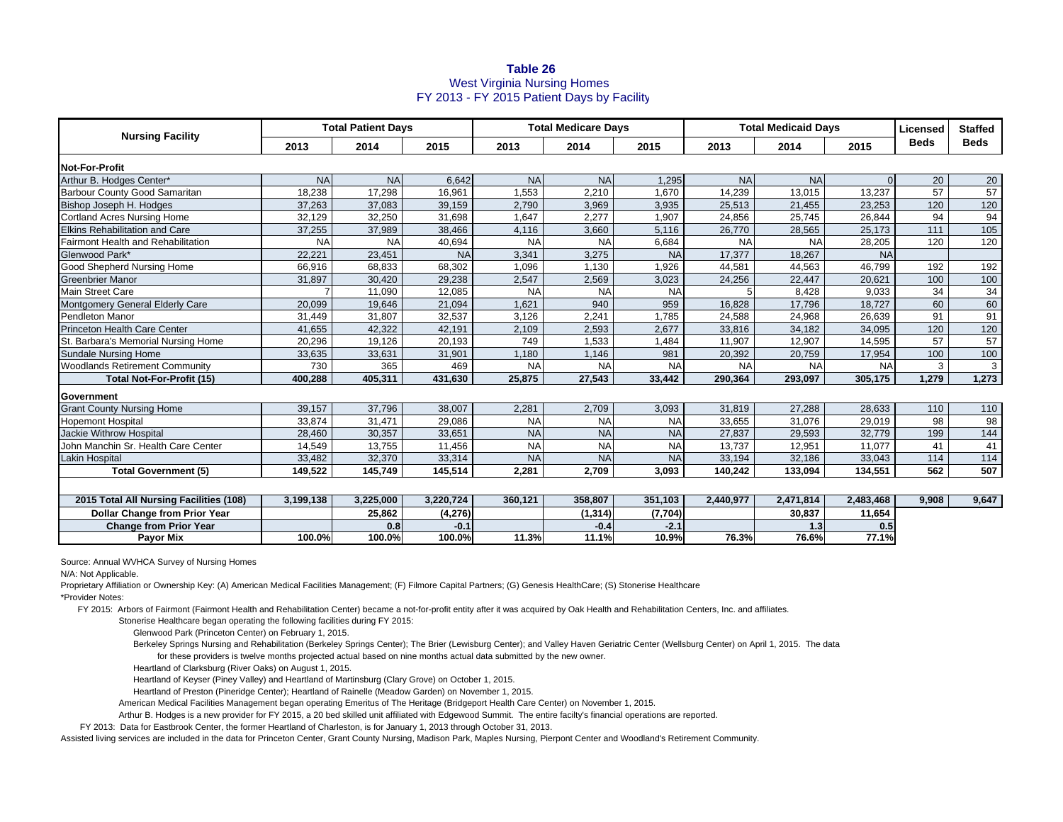**Table 26**
West Virginia Nursing Homes
FY 2013 - FY 2015 Patient Days by Facility

| Nursing Facility | Total Patient Days | | | Total Medicare Days | | | Total Medicaid Days | | | Licensed Beds | Staffed Beds |
|---|---|---|---|---|---|---|---|---|---|---|---|
| | 2013 | 2014 | 2015 | 2013 | 2014 | 2015 | 2013 | 2014 | 2015 | | |
| **Not-For-Profit** | | | | | | | | | | | |
| Arthur B. Hodges Center* | NA | NA | 6,642 | NA | NA | 1,295 | NA | NA | 0 | 20 | 20 |
| Barbour County Good Samaritan | 18,238 | 17,298 | 16,961 | 1,553 | 2,210 | 1,670 | 14,239 | 13,015 | 13,237 | 57 | 57 |
| Bishop Joseph H. Hodges | 37,263 | 37,083 | 39,159 | 2,790 | 3,969 | 3,935 | 25,513 | 21,455 | 23,253 | 120 | 120 |
| Cortland Acres Nursing Home | 32,129 | 32,250 | 31,698 | 1,647 | 2,277 | 1,907 | 24,856 | 25,745 | 26,844 | 94 | 94 |
| Elkins Rehabilitation and Care | 37,255 | 37,989 | 38,466 | 4,116 | 3,660 | 5,116 | 26,770 | 28,565 | 25,173 | 111 | 105 |
| Fairmont Health and Rehabilitation | NA | NA | 40,694 | NA | NA | 6,684 | NA | NA | 28,205 | 120 | 120 |
| Glenwood Park* | 22,221 | 23,451 | NA | 3,341 | 3,275 | NA | 17,377 | 18,267 | NA | | |
| Good Shepherd Nursing Home | 66,916 | 68,833 | 68,302 | 1,096 | 1,130 | 1,926 | 44,581 | 44,563 | 46,799 | 192 | 192 |
| Greenbrier Manor | 31,897 | 30,420 | 29,238 | 2,547 | 2,569 | 3,023 | 24,256 | 22,447 | 20,621 | 100 | 100 |
| Main Street Care | 7 | 11,090 | 12,085 | NA | NA | NA | 5 | 8,428 | 9,033 | 34 | 34 |
| Montgomery General Elderly Care | 20,099 | 19,646 | 21,094 | 1,621 | 940 | 959 | 16,828 | 17,796 | 18,727 | 60 | 60 |
| Pendleton Manor | 31,449 | 31,807 | 32,537 | 3,126 | 2,241 | 1,785 | 24,588 | 24,968 | 26,639 | 91 | 91 |
| Princeton Health Care Center | 41,655 | 42,322 | 42,191 | 2,109 | 2,593 | 2,677 | 33,816 | 34,182 | 34,095 | 120 | 120 |
| St. Barbara's Memorial Nursing Home | 20,296 | 19,126 | 20,193 | 749 | 1,533 | 1,484 | 11,907 | 12,907 | 14,595 | 57 | 57 |
| Sundale Nursing Home | 33,635 | 33,631 | 31,901 | 1,180 | 1,146 | 981 | 20,392 | 20,759 | 17,954 | 100 | 100 |
| Woodlands Retirement Community | 730 | 365 | 469 | NA | NA | NA | NA | NA | NA | 3 | 3 |
| **Total Not-For-Profit (15)** | **400,288** | **405,311** | **431,630** | **25,875** | **27,543** | **33,442** | **290,364** | **293,097** | **305,175** | **1,279** | **1,273** |
| **Government** | | | | | | | | | | | |
| Grant County Nursing Home | 39,157 | 37,796 | 38,007 | 2,281 | 2,709 | 3,093 | 31,819 | 27,288 | 28,633 | 110 | 110 |
| Hopemont Hospital | 33,874 | 31,471 | 29,086 | NA | NA | NA | 33,655 | 31,076 | 29,019 | 98 | 98 |
| Jackie Withrow Hospital | 28,460 | 30,357 | 33,651 | NA | NA | NA | 27,837 | 29,593 | 32,779 | 199 | 144 |
| John Manchin Sr. Health Care Center | 14,549 | 13,755 | 11,456 | NA | NA | NA | 13,737 | 12,951 | 11,077 | 41 | 41 |
| Lakin Hospital | 33,482 | 32,370 | 33,314 | NA | NA | NA | 33,194 | 32,186 | 33,043 | 114 | 114 |
| **Total Government (5)** | **149,522** | **145,749** | **145,514** | **2,281** | **2,709** | **3,093** | **140,242** | **133,094** | **134,551** | **562** | **507** |
| | | | | | | | | | | | |
| **2015 Total All Nursing Facilities (108)** | **3,199,138** | **3,225,000** | **3,220,724** | **360,121** | **358,807** | **351,103** | **2,440,977** | **2,471,814** | **2,483,468** | **9,908** | **9,647** |
| **Dollar Change from Prior Year** | | **25,862** | **(4,276)** | | **(1,314)** | **(7,704)** | | **30,837** | **11,654** | | |
| **Change from Prior Year** | | **0.8** | **-0.1** | | **-0.4** | **-2.1** | | **1.3** | **0.5** | | |
| **Payor Mix** | **100.0%** | **100.0%** | **100.0%** | **11.3%** | **11.1%** | **10.9%** | **76.3%** | **76.6%** | **77.1%** | | |

Source: Annual WVHCA Survey of Nursing Homes

N/A: Not Applicable.

Proprietary Affiliation or Ownership Key: (A) American Medical Facilities Management; (F) Filmore Capital Partners; (G) Genesis HealthCare; (S) Stonerise Healthcare

*Provider Notes:

FY 2015: Arbors of Fairmont (Fairmont Health and Rehabilitation Center) became a not-for-profit entity after it was acquired by Oak Health and Rehabilitation Centers, Inc. and affiliates.

Stonerise Healthcare began operating the following facilities during FY 2015:

Glenwood Park (Princeton Center) on February 1, 2015.

Berkeley Springs Nursing and Rehabilitation (Berkeley Springs Center); The Brier (Lewisburg Center); and Valley Haven Geriatric Center (Wellsburg Center) on April 1, 2015. The data for these providers is twelve months projected actual based on nine months actual data submitted by the new owner.

Heartland of Clarksburg (River Oaks) on August 1, 2015.

Heartland of Keyser (Piney Valley) and Heartland of Martinsburg (Clary Grove) on October 1, 2015.

Heartland of Preston (Pineridge Center); Heartland of Rainelle (Meadow Garden) on November 1, 2015.

American Medical Facilities Management began operating Emeritus of The Heritage (Bridgeport Health Care Center) on November 1, 2015.

Arthur B. Hodges is a new provider for FY 2015, a 20 bed skilled unit affiliated with Edgewood Summit. The entire facilty's financial operations are reported.

FY 2013: Data for Eastbrook Center, the former Heartland of Charleston, is for January 1, 2013 through October 31, 2013.

Assisted living services are included in the data for Princeton Center, Grant County Nursing, Madison Park, Maples Nursing, Pierpont Center and Woodland's Retirement Community.